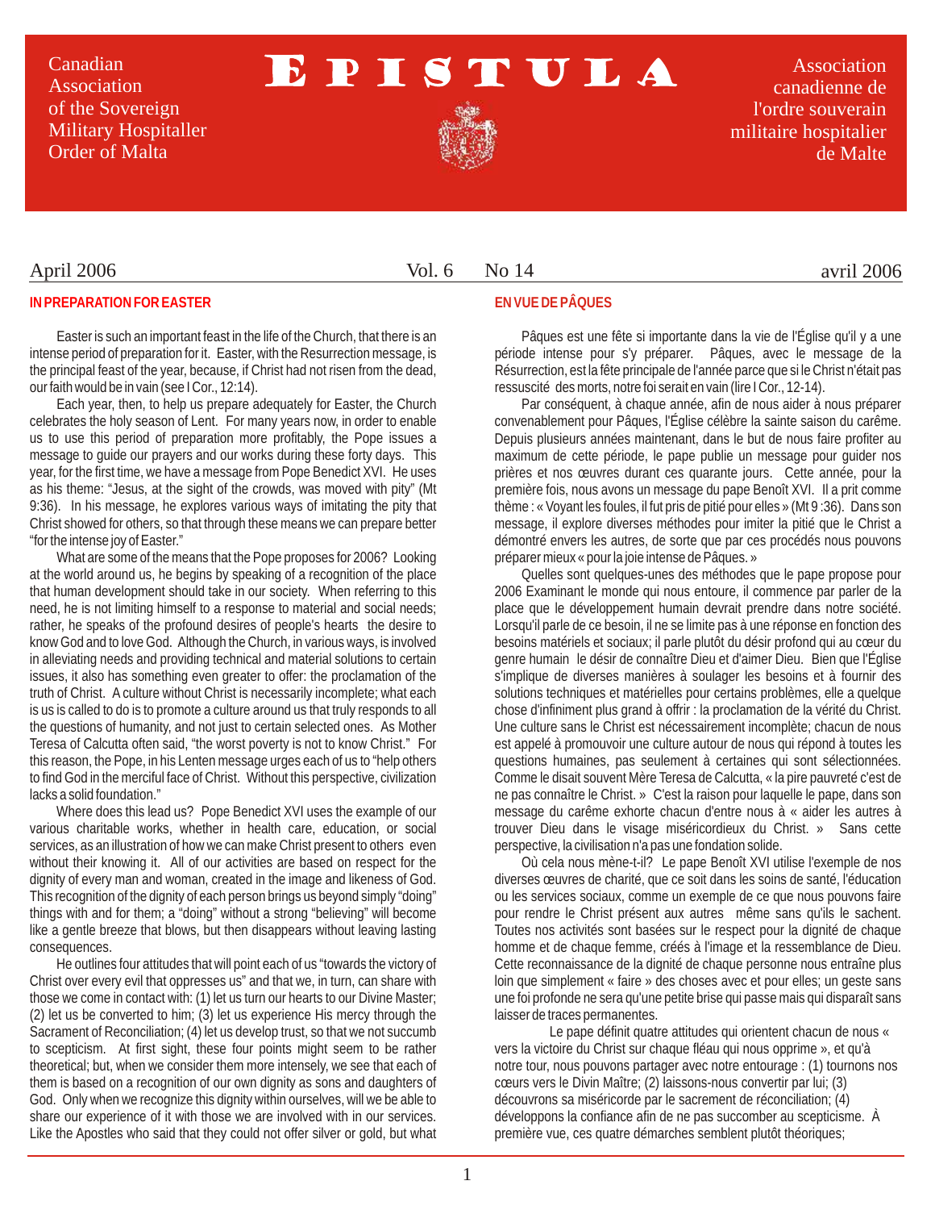Canadian Association of the Sovereign Military Hospitaller Order of Malta

# EPISTULA

Association canadienne de l'ordre souverain militaire hospitalier de Malte

April 2006 — Vol. 6 No 14 — avril 2006

## IN PREPARATION FOR EASTER

Easter is such an important feast in the life of the Church, that there is an intense period of preparation for it. Easter, with the Resurrection message, is the principal feast of the year, because, if Christ had not risen from the dead, our faith would be in vain (see I Cor., 12:14).

Each year, then, to help us prepare adequately for Easter, the Church celebrates the holy season of Lent. For many years now, in order to enable us to use this period of preparation more profitably, the Pope issues a message to guide our prayers and our works during these forty days. This year, for the first time, we have a message from Pope Benedict XVI. He uses as his theme: "Jesus, at the sight of the crowds, was moved with pity" (Mt 9:36). In his message, he explores various ways of imitating the pity that Christ showed for others, so that through these means we can prepare better "for the intense joy of Easter."

What are some of the means that the Pope proposes for 2006? Looking at the world around us, he begins by speaking of a recognition of the place that human development should take in our society. When referring to this need, he is not limiting himself to a response to material and social needs; rather, he speaks of the profound desires of people's hearts the desire to know God and to love God. Although the Church, in various ways, is involved in alleviating needs and providing technical and material solutions to certain issues, it also has something even greater to offer: the proclamation of the truth of Christ. A culture without Christ is necessarily incomplete; what each is us is called to do is to promote a culture around us that truly responds to all the questions of humanity, and not just to certain selected ones. As Mother Teresa of Calcutta often said, "the worst poverty is not to know Christ." For this reason, the Pope, in his Lenten message urges each of us to "help others to find God in the merciful face of Christ. Without this perspective, civilization lacks a solid foundation."

Where does this lead us? Pope Benedict XVI uses the example of our various charitable works, whether in health care, education, or social services, as an illustration of how we can make Christ present to others even without their knowing it. All of our activities are based on respect for the dignity of every man and woman, created in the image and likeness of God. This recognition of the dignity of each person brings us beyond simply "doing" things with and for them; a "doing" without a strong "believing" will become like a gentle breeze that blows, but then disappears without leaving lasting consequences.

He outlines four attitudes that will point each of us "towards the victory of Christ over every evil that oppresses us" and that we, in turn, can share with those we come in contact with: (1) let us turn our hearts to our Divine Master; (2) let us be converted to him; (3) let us experience His mercy through the Sacrament of Reconciliation; (4) let us develop trust, so that we not succumb to scepticism. At first sight, these four points might seem to be rather theoretical; but, when we consider them more intensely, we see that each of them is based on a recognition of our own dignity as sons and daughters of God. Only when we recognize this dignity within ourselves, will we be able to share our experience of it with those we are involved with in our services. Like the Apostles who said that they could not offer silver or gold, but what

## EN VUE DE PÂQUES

Pâques est une fête si importante dans la vie de l'Église qu'il y a une période intense pour s'y préparer. Pâques, avec le message de la Résurrection, est la fête principale de l'année parce que si le Christ n'était pas ressuscité des morts, notre foi serait en vain (lire I Cor., 12-14).

Par conséquent, à chaque année, afin de nous aider à nous préparer convenablement pour Pâques, l'Église célèbre la sainte saison du carême. Depuis plusieurs années maintenant, dans le but de nous faire profiter au maximum de cette période, le pape publie un message pour guider nos prières et nos œuvres durant ces quarante jours. Cette année, pour la première fois, nous avons un message du pape Benoît XVI. Il a prit comme thème : « Voyant les foules, il fut pris de pitié pour elles » (Mt 9 :36). Dans son message, il explore diverses méthodes pour imiter la pitié que le Christ a démontré envers les autres, de sorte que par ces procédés nous pouvons préparer mieux « pour la joie intense de Pâques. »

Quelles sont quelques-unes des méthodes que le pape propose pour 2006 Examinant le monde qui nous entoure, il commence par parler de la place que le développement humain devrait prendre dans notre société. Lorsqu'il parle de ce besoin, il ne se limite pas à une réponse en fonction des besoins matériels et sociaux; il parle plutôt du désir profond qui au cœur du genre humain le désir de connaître Dieu et d'aimer Dieu. Bien que l'Église s'implique de diverses manières à soulager les besoins et à fournir des solutions techniques et matérielles pour certains problèmes, elle a quelque chose d'infiniment plus grand à offrir : la proclamation de la vérité du Christ. Une culture sans le Christ est nécessairement incomplète; chacun de nous est appelé à promouvoir une culture autour de nous qui répond à toutes les questions humaines, pas seulement à certaines qui sont sélectionnées. Comme le disait souvent Mère Teresa de Calcutta, « la pire pauvreté c'est de ne pas connaître le Christ. » C'est la raison pour laquelle le pape, dans son message du carême exhorte chacun d'entre nous à « aider les autres à trouver Dieu dans le visage miséricordieux du Christ. » Sans cette perspective, la civilisation n'a pas une fondation solide.

Où cela nous mène-t-il? Le pape Benoît XVI utilise l'exemple de nos diverses œuvres de charité, que ce soit dans les soins de santé, l'éducation ou les services sociaux, comme un exemple de ce que nous pouvons faire pour rendre le Christ présent aux autres même sans qu'ils le sachent. Toutes nos activités sont basées sur le respect pour la dignité de chaque homme et de chaque femme, créés à l'image et la ressemblance de Dieu. Cette reconnaissance de la dignité de chaque personne nous entraîne plus loin que simplement « faire » des choses avec et pour elles; un geste sans une foi profonde ne sera qu'une petite brise qui passe mais qui disparaît sans laisser de traces permanentes.

Le pape définit quatre attitudes qui orientent chacun de nous « vers la victoire du Christ sur chaque fléau qui nous opprime », et qu'à notre tour, nous pouvons partager avec notre entourage : (1) tournons nos cœurs vers le Divin Maître; (2) laissons-nous convertir par lui; (3) découvrons sa miséricorde par le sacrement de réconciliation; (4) développons la confiance afin de ne pas succomber au scepticisme. À première vue, ces quatre démarches semblent plutôt théoriques;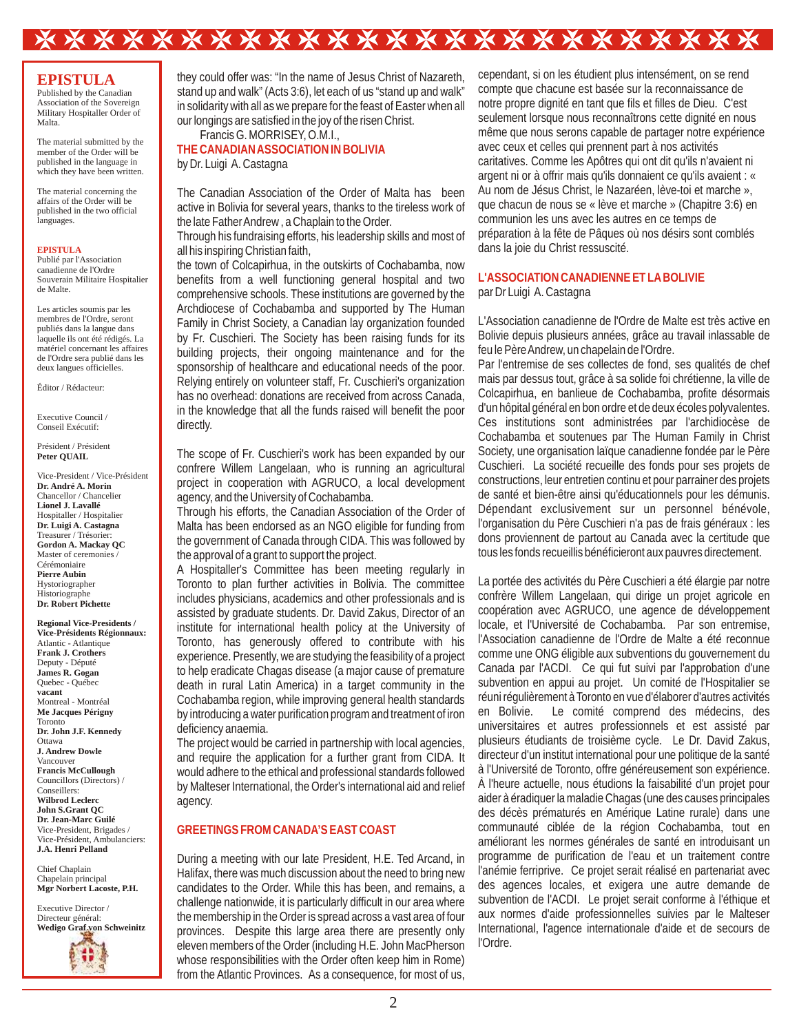**EPISTULA**

Published by the Canadian Association of the Sovereign Military Hospitaller Order of Malta.

The material submitted by the member of the Order will be published in the language in which they have been written.

The material concerning the affairs of the Order will be published in the two official languages.

**EPISTULA**

Publié par l'Association canadienne de l'Ordre Souverain Militaire Hospitalier de Malte.

Les articles soumis par les membres de l'Ordre, seront publiés dans la langue dans laquelle ils ont été rédigés. La matériel concernant les affaires de l'Ordre sera publié dans les deux langues officielles.

Éditor / Rédacteur:

Executive Council / Conseil Exécutif:

Président / Président
**Peter QUAIL**

Vice-President / Vice-Président
**Dr. André A. Morin**
Chancellor / Chancelier
**Lionel J. Lavallé**
Hospitaller / Hospitalier
**Dr. Luigi A. Castagna**
Treasurer / Trésorier:
**Gordon A. Mackay QC**
Master of ceremonies / Cérémoniaire
**Pierre Aubin**
Hystoriographer
Historiographe
**Dr. Robert Pichette**

**Regional Vice-Presidents / Vice-Présidents Régionnaux:**
Atlantic - Atlantique
**Frank J. Crothers**
Deputy - Député
**James R. Gogan**
Quebec - Québec
**vacant**
Montreal - Montréal
**Me Jacques Périgny**
Toronto
**Dr. John J.F. Kennedy**
Ottawa
**J. Andrew Dowle**
Vancouver
**Francis McCullough**
Councillors (Directors) / Conseillers:
**Wilbrod Leclerc**
**John S.Grant QC**
**Dr. Jean-Marc Guilé**
Vice-President, Brigades / Vice-Président, Ambulanciers:
**J.A. Henri Pelland**

Chief Chaplain
Chapelain principal
**Mgr Norbert Lacoste, P.H.**

Executive Director / Directeur général:
**Wedigo Graf von Schweinitz**

they could offer was: "In the name of Jesus Christ of Nazareth, stand up and walk" (Acts 3:6), let each of us "stand up and walk" in solidarity with all as we prepare for the feast of Easter when all our longings are satisfied in the joy of the risen Christ.

Francis G. MORRISEY, O.M.I.,

## THE CANADIAN ASSOCIATION IN BOLIVIA

by Dr. Luigi A. Castagna

The Canadian Association of the Order of Malta has been active in Bolivia for several years, thanks to the tireless work of the late Father Andrew , a Chaplain to the Order.

Through his fundraising efforts, his leadership skills and most of all his inspiring Christian faith,

the town of Colcapirhua, in the outskirts of Cochabamba, now benefits from a well functioning general hospital and two comprehensive schools. These institutions are governed by the Archdiocese of Cochabamba and supported by The Human Family in Christ Society, a Canadian lay organization founded by Fr. Cuschieri. The Society has been raising funds for its building projects, their ongoing maintenance and for the sponsorship of healthcare and educational needs of the poor. Relying entirely on volunteer staff, Fr. Cuschieri's organization has no overhead: donations are received from across Canada, in the knowledge that all the funds raised will benefit the poor directly.

The scope of Fr. Cuschieri's work has been expanded by our confrere Willem Langelaan, who is running an agricultural project in cooperation with AGRUCO, a local development agency, and the University of Cochabamba.

Through his efforts, the Canadian Association of the Order of Malta has been endorsed as an NGO eligible for funding from the government of Canada through CIDA. This was followed by the approval of a grant to support the project.

A Hospitaller's Committee has been meeting regularly in Toronto to plan further activities in Bolivia. The committee includes physicians, academics and other professionals and is assisted by graduate students. Dr. David Zakus, Director of an institute for international health policy at the University of Toronto, has generously offered to contribute with his experience. Presently, we are studying the feasibility of a project to help eradicate Chagas disease (a major cause of premature death in rural Latin America) in a target community in the Cochabamba region, while improving general health standards by introducing a water purification program and treatment of iron deficiency anaemia.

The project would be carried in partnership with local agencies, and require the application for a further grant from CIDA. It would adhere to the ethical and professional standards followed by Malteser International, the Order's international aid and relief agency.

## GREETINGS FROM CANADA'S EAST COAST

During a meeting with our late President, H.E. Ted Arcand, in Halifax, there was much discussion about the need to bring new candidates to the Order. While this has been, and remains, a challenge nationwide, it is particularly difficult in our area where the membership in the Order is spread across a vast area of four provinces. Despite this large area there are presently only eleven members of the Order (including H.E. John MacPherson whose responsibilities with the Order often keep him in Rome) from the Atlantic Provinces. As a consequence, for most of us,

cependant, si on les étudient plus intensément, on se rend compte que chacune est basée sur la reconnaissance de notre propre dignité en tant que fils et filles de Dieu. C'est seulement lorsque nous reconnaîtrons cette dignité en nous même que nous serons capable de partager notre expérience avec ceux et celles qui prennent part à nos activités caritatives. Comme les Apôtres qui ont dit qu'ils n'avaient ni argent ni or à offrir mais qu'ils donnaient ce qu'ils avaient : « Au nom de Jésus Christ, le Nazaréen, lève-toi et marche », que chacun de nous se « lève et marche » (Chapitre 3:6) en communion les uns avec les autres en ce temps de préparation à la fête de Pâques où nos désirs sont comblés dans la joie du Christ ressuscité.

## L'ASSOCIATION CANADIENNE ET LA BOLIVIE

par Dr Luigi A. Castagna

L'Association canadienne de l'Ordre de Malte est très active en Bolivie depuis plusieurs années, grâce au travail inlassable de feu le Père Andrew, un chapelain de l'Ordre.

Par l'entremise de ses collectes de fond, ses qualités de chef mais par dessus tout, grâce à sa solide foi chrétienne, la ville de Colcapirhua, en banlieue de Cochabamba, profite désormais d'un hôpital général en bon ordre et de deux écoles polyvalentes. Ces institutions sont administrées par l'archidiocèse de Cochabamba et soutenues par The Human Family in Christ Society, une organisation laïque canadienne fondée par le Père Cuschieri. La société recueille des fonds pour ses projets de constructions, leur entretien continu et pour parrainer des projets de santé et bien-être ainsi qu'éducationnels pour les démunis. Dépendant exclusivement sur un personnel bénévole, l'organisation du Père Cuschieri n'a pas de frais généraux : les dons proviennent de partout au Canada avec la certitude que tous les fonds recueillis bénéficieront aux pauvres directement.

La portée des activités du Père Cuschieri a été élargie par notre confrère Willem Langelaan, qui dirige un projet agricole en coopération avec AGRUCO, une agence de développement locale, et l'Université de Cochabamba. Par son entremise, l'Association canadienne de l'Ordre de Malte a été reconnue comme une ONG éligible aux subventions du gouvernement du Canada par l'ACDI. Ce qui fut suivi par l'approbation d'une subvention en appui au projet. Un comité de l'Hospitalier se réuni régulièrement à Toronto en vue d'élaborer d'autres activités en Bolivie. Le comité comprend des médecins, des universitaires et autres professionnels et est assisté par plusieurs étudiants de troisième cycle. Le Dr. David Zakus, directeur d'un institut international pour une politique de la santé à l'Université de Toronto, offre généreusement son expérience. À l'heure actuelle, nous étudions la faisabilité d'un projet pour aider à éradiquer la maladie Chagas (une des causes principales des décès prématurés en Amérique Latine rurale) dans une communauté ciblée de la région Cochabamba, tout en améliorant les normes générales de santé en introduisant un programme de purification de l'eau et un traitement contre l'anémie ferriprive. Ce projet serait réalisé en partenariat avec des agences locales, et exigera une autre demande de subvention de l'ACDI. Le projet serait conforme à l'éthique et aux normes d'aide professionnelles suivies par le Malteser International, l'agence internationale d'aide et de secours de l'Ordre.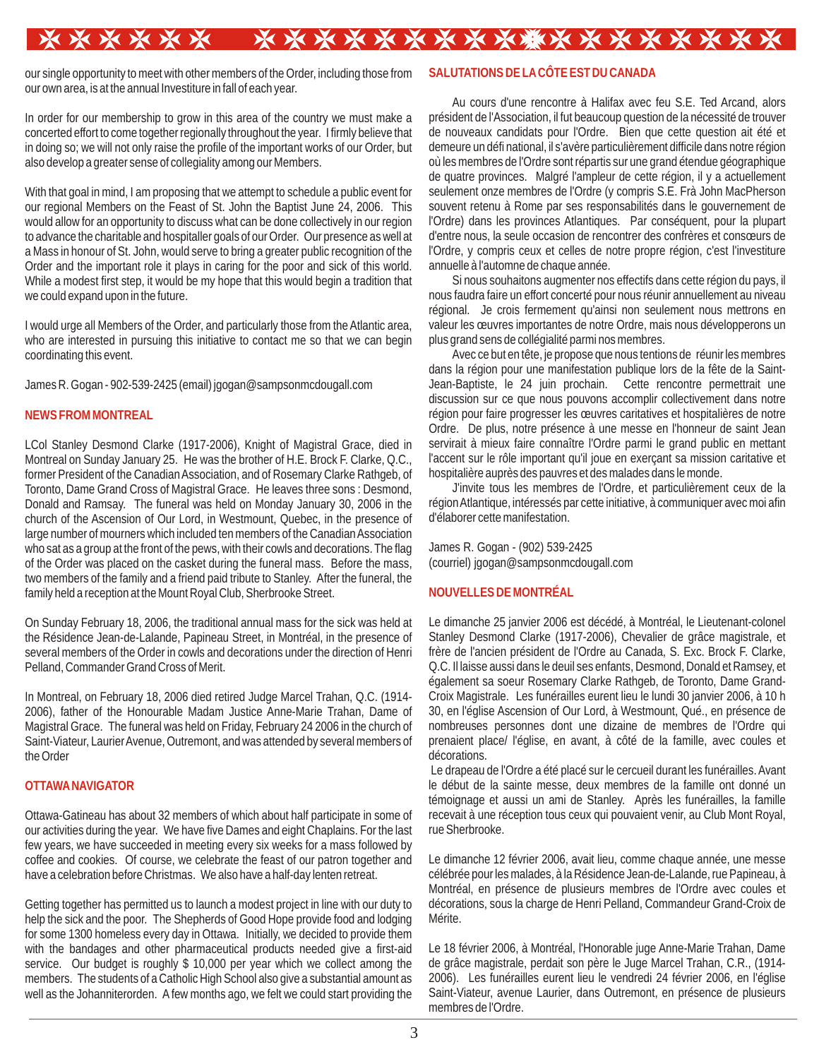our single opportunity to meet with other members of the Order, including those from our own area, is at the annual Investiture in fall of each year.

In order for our membership to grow in this area of the country we must make a concerted effort to come together regionally throughout the year. I firmly believe that in doing so; we will not only raise the profile of the important works of our Order, but also develop a greater sense of collegiality among our Members.

With that goal in mind, I am proposing that we attempt to schedule a public event for our regional Members on the Feast of St. John the Baptist June 24, 2006. This would allow for an opportunity to discuss what can be done collectively in our region to advance the charitable and hospitaller goals of our Order. Our presence as well at a Mass in honour of St. John, would serve to bring a greater public recognition of the Order and the important role it plays in caring for the poor and sick of this world. While a modest first step, it would be my hope that this would begin a tradition that we could expand upon in the future.

I would urge all Members of the Order, and particularly those from the Atlantic area, who are interested in pursuing this initiative to contact me so that we can begin coordinating this event.

James R. Gogan - 902-539-2425 (email) jgogan@sampsonmcdougall.com

**NEWS FROM MONTREAL**

LCol Stanley Desmond Clarke (1917-2006), Knight of Magistral Grace, died in Montreal on Sunday January 25. He was the brother of H.E. Brock F. Clarke, Q.C., former President of the Canadian Association, and of Rosemary Clarke Rathgeb, of Toronto, Dame Grand Cross of Magistral Grace. He leaves three sons : Desmond, Donald and Ramsay. The funeral was held on Monday January 30, 2006 in the church of the Ascension of Our Lord, in Westmount, Quebec, in the presence of large number of mourners which included ten members of the Canadian Association who sat as a group at the front of the pews, with their cowls and decorations. The flag of the Order was placed on the casket during the funeral mass. Before the mass, two members of the family and a friend paid tribute to Stanley. After the funeral, the family held a reception at the Mount Royal Club, Sherbrooke Street.

On Sunday February 18, 2006, the traditional annual mass for the sick was held at the Résidence Jean-de-Lalande, Papineau Street, in Montréal, in the presence of several members of the Order in cowls and decorations under the direction of Henri Pelland, Commander Grand Cross of Merit.

In Montreal, on February 18, 2006 died retired Judge Marcel Trahan, Q.C. (1914-2006), father of the Honourable Madam Justice Anne-Marie Trahan, Dame of Magistral Grace. The funeral was held on Friday, February 24 2006 in the church of Saint-Viateur, Laurier Avenue, Outremont, and was attended by several members of the Order

**OTTAWA NAVIGATOR**

Ottawa-Gatineau has about 32 members of which about half participate in some of our activities during the year. We have five Dames and eight Chaplains. For the last few years, we have succeeded in meeting every six weeks for a mass followed by coffee and cookies. Of course, we celebrate the feast of our patron together and have a celebration before Christmas. We also have a half-day lenten retreat.

Getting together has permitted us to launch a modest project in line with our duty to help the sick and the poor. The Shepherds of Good Hope provide food and lodging for some 1300 homeless every day in Ottawa. Initially, we decided to provide them with the bandages and other pharmaceutical products needed give a first-aid service. Our budget is roughly $ 10,000 per year which we collect among the members. The students of a Catholic High School also give a substantial amount as well as the Johanniterorden. A few months ago, we felt we could start providing the

**SALUTATIONS DE LA CÔTE EST DU CANADA**

Au cours d'une rencontre à Halifax avec feu S.E. Ted Arcand, alors président de l'Association, il fut beaucoup question de la nécessité de trouver de nouveaux candidats pour l'Ordre. Bien que cette question ait été et demeure un défi national, il s'avère particulièrement difficile dans notre région où les membres de l'Ordre sont répartis sur une grand étendue géographique de quatre provinces. Malgré l'ampleur de cette région, il y a actuellement seulement onze membres de l'Ordre (y compris S.E. Frà John MacPherson souvent retenu à Rome par ses responsabilités dans le gouvernement de l'Ordre) dans les provinces Atlantiques. Par conséquent, pour la plupart d'entre nous, la seule occasion de rencontrer des confrères et consœurs de l'Ordre, y compris ceux et celles de notre propre région, c'est l'investiture annuelle à l'automne de chaque année.

Si nous souhaitons augmenter nos effectifs dans cette région du pays, il nous faudra faire un effort concerté pour nous réunir annuellement au niveau régional. Je crois fermement qu'ainsi non seulement nous mettrons en valeur les œuvres importantes de notre Ordre, mais nous développerons un plus grand sens de collégialité parmi nos membres.

Avec ce but en tête, je propose que nous tentions de réunir les membres dans la région pour une manifestation publique lors de la fête de la Saint-Jean-Baptiste, le 24 juin prochain. Cette rencontre permettrait une discussion sur ce que nous pouvons accomplir collectivement dans notre région pour faire progresser les œuvres caritatives et hospitalières de notre Ordre. De plus, notre présence à une messe en l'honneur de saint Jean servirait à mieux faire connaître l'Ordre parmi le grand public en mettant l'accent sur le rôle important qu'il joue en exerçant sa mission caritative et hospitalière auprès des pauvres et des malades dans le monde.

J'invite tous les membres de l'Ordre, et particulièrement ceux de la région Atlantique, intéressés par cette initiative, à communiquer avec moi afin d'élaborer cette manifestation.

James R. Gogan - (902) 539-2425
(courriel) jgogan@sampsonmcdougall.com

**NOUVELLES DE MONTRÉAL**

Le dimanche 25 janvier 2006 est décédé, à Montréal, le Lieutenant-colonel Stanley Desmond Clarke (1917-2006), Chevalier de grâce magistrale, et frère de l'ancien président de l'Ordre au Canada, S. Exc. Brock F. Clarke, Q.C. Il laisse aussi dans le deuil ses enfants, Desmond, Donald et Ramsey, et également sa soeur Rosemary Clarke Rathgeb, de Toronto, Dame Grand-Croix Magistrale. Les funérailles eurent lieu le lundi 30 janvier 2006, à 10 h 30, en l'église Ascension of Our Lord, à Westmount, Qué., en présence de nombreuses personnes dont une dizaine de membres de l'Ordre qui prenaient place/ l'église, en avant, à côté de la famille, avec coules et décorations.

Le drapeau de l'Ordre a été placé sur le cercueil durant les funérailles. Avant le début de la sainte messe, deux membres de la famille ont donné un témoignage et aussi un ami de Stanley. Après les funérailles, la famille recevait à une réception tous ceux qui pouvaient venir, au Club Mont Royal, rue Sherbrooke.

Le dimanche 12 février 2006, avait lieu, comme chaque année, une messe célébrée pour les malades, à la Résidence Jean-de-Lalande, rue Papineau, à Montréal, en présence de plusieurs membres de l'Ordre avec coules et décorations, sous la charge de Henri Pelland, Commandeur Grand-Croix de Mérite.

Le 18 février 2006, à Montréal, l'Honorable juge Anne-Marie Trahan, Dame de grâce magistrale, perdait son père le Juge Marcel Trahan, C.R., (1914-2006). Les funérailles eurent lieu le vendredi 24 février 2006, en l'église Saint-Viateur, avenue Laurier, dans Outremont, en présence de plusieurs membres de l'Ordre.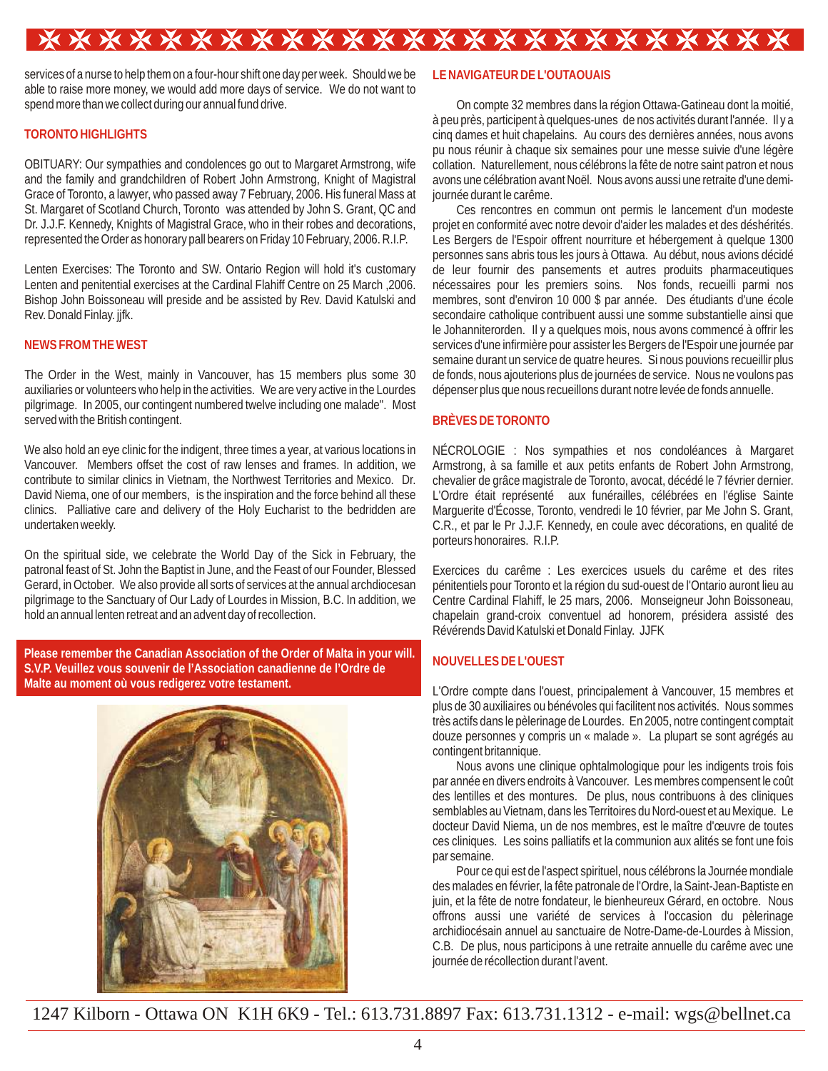services of a nurse to help them on a four-hour shift one day per week. Should we be able to raise more money, we would add more days of service. We do not want to spend more than we collect during our annual fund drive.

## TORONTO HIGHLIGHTS

OBITUARY: Our sympathies and condolences go out to Margaret Armstrong, wife and the family and grandchildren of Robert John Armstrong, Knight of Magistral Grace of Toronto, a lawyer, who passed away 7 February, 2006. His funeral Mass at St. Margaret of Scotland Church, Toronto was attended by John S. Grant, QC and Dr. J.J.F. Kennedy, Knights of Magistral Grace, who in their robes and decorations, represented the Order as honorary pall bearers on Friday 10 February, 2006. R.I.P.

Lenten Exercises: The Toronto and SW. Ontario Region will hold it's customary Lenten and penitential exercises at the Cardinal Flahiff Centre on 25 March ,2006. Bishop John Boissoneau will preside and be assisted by Rev. David Katulski and Rev. Donald Finlay. jjfk.

## NEWS FROM THE WEST

The Order in the West, mainly in Vancouver, has 15 members plus some 30 auxiliaries or volunteers who help in the activities. We are very active in the Lourdes pilgrimage. In 2005, our contingent numbered twelve including one malade". Most served with the British contingent.

We also hold an eye clinic for the indigent, three times a year, at various locations in Vancouver. Members offset the cost of raw lenses and frames. In addition, we contribute to similar clinics in Vietnam, the Northwest Territories and Mexico. Dr. David Niema, one of our members, is the inspiration and the force behind all these clinics. Palliative care and delivery of the Holy Eucharist to the bedridden are undertaken weekly.

On the spiritual side, we celebrate the World Day of the Sick in February, the patronal feast of St. John the Baptist in June, and the Feast of our Founder, Blessed Gerard, in October. We also provide all sorts of services at the annual archdiocesan pilgrimage to the Sanctuary of Our Lady of Lourdes in Mission, B.C. In addition, we hold an annual lenten retreat and an advent day of recollection.

**Please remember the Canadian Association of the Order of Malta in your will. S.V.P. Veuillez vous souvenir de l'Association canadienne de l'Ordre de Malte au moment où vous redigerez votre testament.**

## LE NAVIGATEUR DE L'OUTAOUAIS

On compte 32 membres dans la région Ottawa-Gatineau dont la moitié, à peu près, participent à quelques-unes de nos activités durant l'année. Il y a cinq dames et huit chapelains. Au cours des dernières années, nous avons pu nous réunir à chaque six semaines pour une messe suivie d'une légère collation. Naturellement, nous célébrons la fête de notre saint patron et nous avons une célébration avant Noël. Nous avons aussi une retraite d'une demi-journée durant le carême.

Ces rencontres en commun ont permis le lancement d'un modeste projet en conformité avec notre devoir d'aider les malades et des déshérités. Les Bergers de l'Espoir offrent nourriture et hébergement à quelque 1300 personnes sans abris tous les jours à Ottawa. Au début, nous avions décidé de leur fournir des pansements et autres produits pharmaceutiques nécessaires pour les premiers soins. Nos fonds, recueilli parmi nos membres, sont d'environ 10 000 $ par année. Des étudiants d'une école secondaire catholique contribuent aussi une somme substantielle ainsi que le Johanniterorden. Il y a quelques mois, nous avons commencé à offrir les services d'une infirmière pour assister les Bergers de l'Espoir une journée par semaine durant un service de quatre heures. Si nous pouvions recueillir plus de fonds, nous ajouterions plus de journées de service. Nous ne voulons pas dépenser plus que nous recueillons durant notre levée de fonds annuelle.

## BRÈVES DE TORONTO

NÉCROLOGIE : Nos sympathies et nos condoléances à Margaret Armstrong, à sa famille et aux petits enfants de Robert John Armstrong, chevalier de grâce magistrale de Toronto, avocat, décédé le 7 février dernier. L'Ordre était représenté aux funérailles, célébrées en l'église Sainte Marguerite d'Écosse, Toronto, vendredi le 10 février, par Me John S. Grant, C.R., et par le Pr J.J.F. Kennedy, en coule avec décorations, en qualité de porteurs honoraires. R.I.P.

Exercices du carême : Les exercices usuels du carême et des rites pénitentiels pour Toronto et la région du sud-ouest de l'Ontario auront lieu au Centre Cardinal Flahiff, le 25 mars, 2006. Monseigneur John Boissoneau, chapelain grand-croix conventuel ad honorem, présidera assisté des Révérends David Katulski et Donald Finlay. JJFK

## NOUVELLES DE L'OUEST

L'Ordre compte dans l'ouest, principalement à Vancouver, 15 membres et plus de 30 auxiliaires ou bénévoles qui facilitent nos activités. Nous sommes très actifs dans le pèlerinage de Lourdes. En 2005, notre contingent comptait douze personnes y compris un « malade ». La plupart se sont agrégés au contingent britannique.

Nous avons une clinique ophtalmologique pour les indigents trois fois par année en divers endroits à Vancouver. Les membres compensent le coût des lentilles et des montures. De plus, nous contribuons à des cliniques semblables au Vietnam, dans les Territoires du Nord-ouest et au Mexique. Le docteur David Niema, un de nos membres, est le maître d'œuvre de toutes ces cliniques. Les soins palliatifs et la communion aux alités se font une fois par semaine.

Pour ce qui est de l'aspect spirituel, nous célébrons la Journée mondiale des malades en février, la fête patronale de l'Ordre, la Saint-Jean-Baptiste en juin, et la fête de notre fondateur, le bienheureux Gérard, en octobre. Nous offrons aussi une variété de services à l'occasion du pèlerinage archidiocésain annuel au sanctuaire de Notre-Dame-de-Lourdes à Mission, C.B. De plus, nous participons à une retraite annuelle du carême avec une journée de récollection durant l'avent.

1247 Kilborn - Ottawa ON K1H 6K9 - Tel.: 613.731.8897 Fax: 613.731.1312 - e-mail: wgs@bellnet.ca